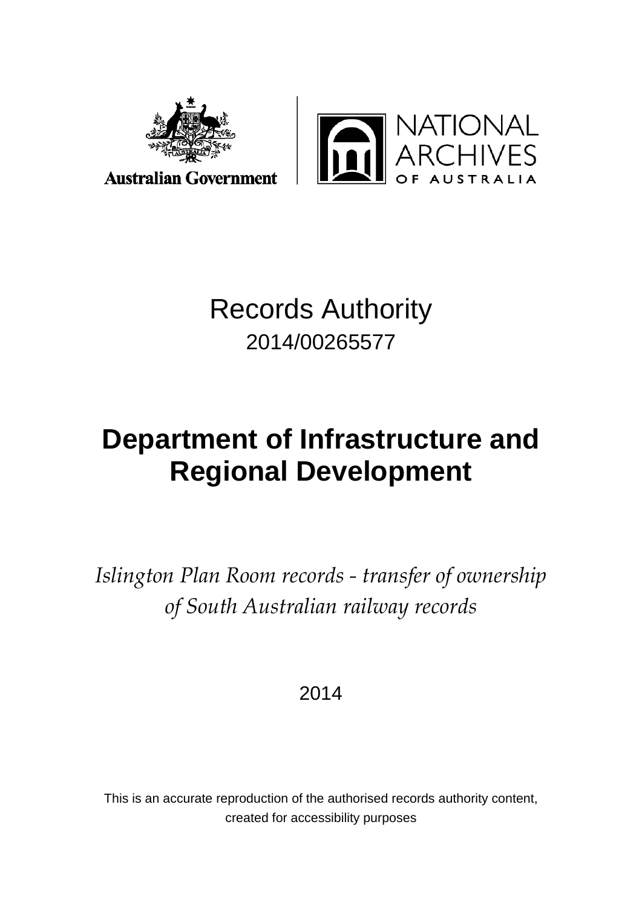Australian Government

NATIONAL ARCHIVES OF AUSTRALIA

# Records Authority

2014/00265577

# Department of Infrastructure and Regional Development

*Islington Plan Room records - transfer of ownership of South Australian railway records*

2014

This is an accurate reproduction of the authorised records authority content, created for accessibility purposes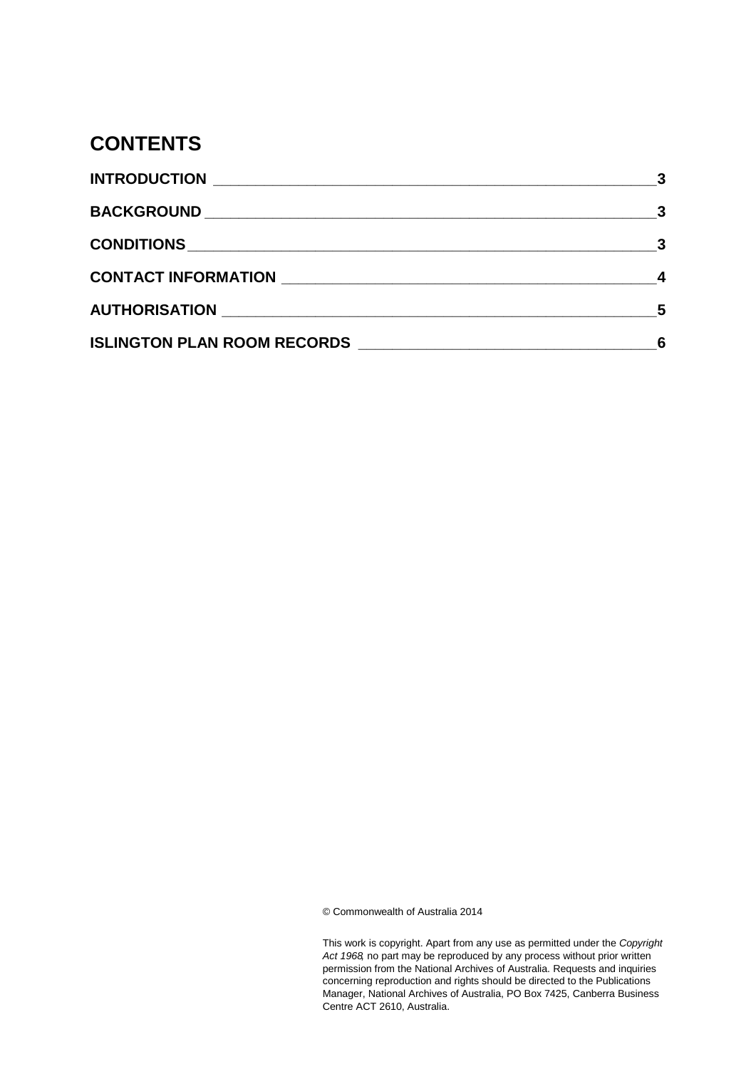# CONTENTS

| Section | Page |
|---|---|
| **INTRODUCTION** | **3** |
| **BACKGROUND** | **3** |
| **CONDITIONS** | **3** |
| **CONTACT INFORMATION** | **4** |
| **AUTHORISATION** | **5** |
| **ISLINGTON PLAN ROOM RECORDS** | **6** |

© Commonwealth of Australia 2014

This work is copyright. Apart from any use as permitted under the *Copyright Act 1968*, no part may be reproduced by any process without prior written permission from the National Archives of Australia. Requests and inquiries concerning reproduction and rights should be directed to the Publications Manager, National Archives of Australia, PO Box 7425, Canberra Business Centre ACT 2610, Australia.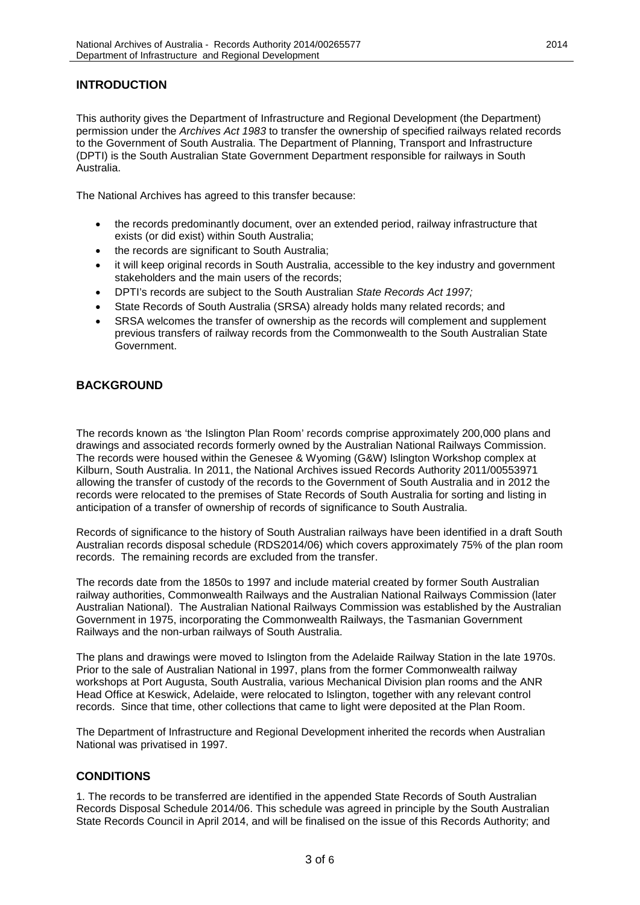## INTRODUCTION

This authority gives the Department of Infrastructure and Regional Development (the Department) permission under the *Archives Act 1983* to transfer the ownership of specified railways related records to the Government of South Australia. The Department of Planning, Transport and Infrastructure (DPTI) is the South Australian State Government Department responsible for railways in South Australia.

The National Archives has agreed to this transfer because:

- the records predominantly document, over an extended period, railway infrastructure that exists (or did exist) within South Australia;
- the records are significant to South Australia;
- it will keep original records in South Australia, accessible to the key industry and government stakeholders and the main users of the records;
- DPTI's records are subject to the South Australian *State Records Act 1997;*
- State Records of South Australia (SRSA) already holds many related records; and
- SRSA welcomes the transfer of ownership as the records will complement and supplement previous transfers of railway records from the Commonwealth to the South Australian State Government.

## BACKGROUND

The records known as 'the Islington Plan Room' records comprise approximately 200,000 plans and drawings and associated records formerly owned by the Australian National Railways Commission. The records were housed within the Genesee & Wyoming (G&W) Islington Workshop complex at Kilburn, South Australia. In 2011, the National Archives issued Records Authority 2011/00553971 allowing the transfer of custody of the records to the Government of South Australia and in 2012 the records were relocated to the premises of State Records of South Australia for sorting and listing in anticipation of a transfer of ownership of records of significance to South Australia.

Records of significance to the history of South Australian railways have been identified in a draft South Australian records disposal schedule (RDS2014/06) which covers approximately 75% of the plan room records. The remaining records are excluded from the transfer.

The records date from the 1850s to 1997 and include material created by former South Australian railway authorities, Commonwealth Railways and the Australian National Railways Commission (later Australian National). The Australian National Railways Commission was established by the Australian Government in 1975, incorporating the Commonwealth Railways, the Tasmanian Government Railways and the non-urban railways of South Australia.

The plans and drawings were moved to Islington from the Adelaide Railway Station in the late 1970s. Prior to the sale of Australian National in 1997, plans from the former Commonwealth railway workshops at Port Augusta, South Australia, various Mechanical Division plan rooms and the ANR Head Office at Keswick, Adelaide, were relocated to Islington, together with any relevant control records. Since that time, other collections that came to light were deposited at the Plan Room.

The Department of Infrastructure and Regional Development inherited the records when Australian National was privatised in 1997.

## CONDITIONS

1. The records to be transferred are identified in the appended State Records of South Australian Records Disposal Schedule 2014/06. This schedule was agreed in principle by the South Australian State Records Council in April 2014, and will be finalised on the issue of this Records Authority; and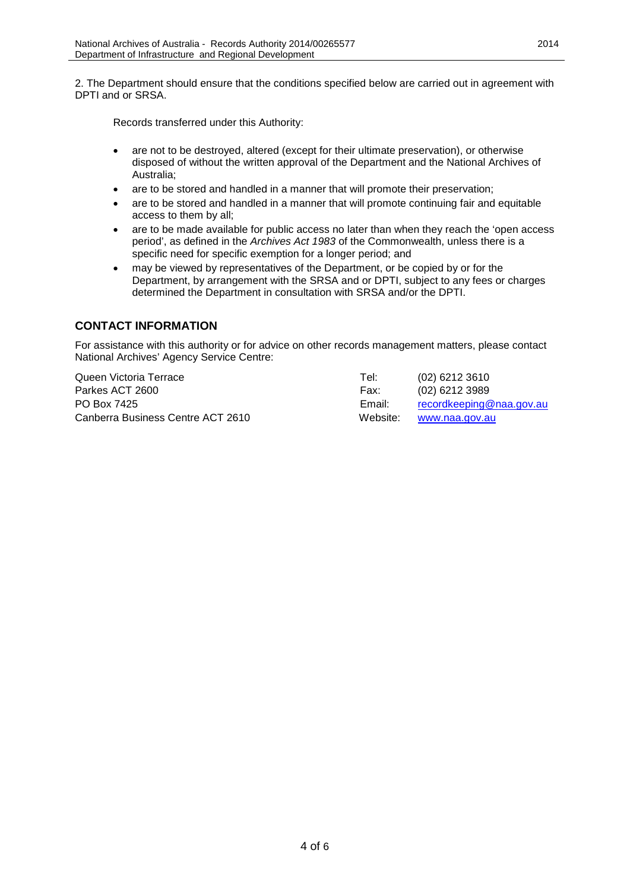2. The Department should ensure that the conditions specified below are carried out in agreement with DPTI and or SRSA.

Records transferred under this Authority:

- are not to be destroyed, altered (except for their ultimate preservation), or otherwise disposed of without the written approval of the Department and the National Archives of Australia;
- are to be stored and handled in a manner that will promote their preservation;
- are to be stored and handled in a manner that will promote continuing fair and equitable access to them by all;
- are to be made available for public access no later than when they reach the 'open access period', as defined in the *Archives Act 1983* of the Commonwealth, unless there is a specific need for specific exemption for a longer period; and
- may be viewed by representatives of the Department, or be copied by or for the Department, by arrangement with the SRSA and or DPTI, subject to any fees or charges determined the Department in consultation with SRSA and/or the DPTI.

## CONTACT INFORMATION

For assistance with this authority or for advice on other records management matters, please contact National Archives' Agency Service Centre:

| | | |
|---|---|---|
| Queen Victoria Terrace | Tel: | (02) 6212 3610 |
| Parkes ACT 2600 | Fax: | (02) 6212 3989 |
| PO Box 7425 | Email: | recordkeeping@naa.gov.au |
| Canberra Business Centre ACT 2610 | Website: | www.naa.gov.au |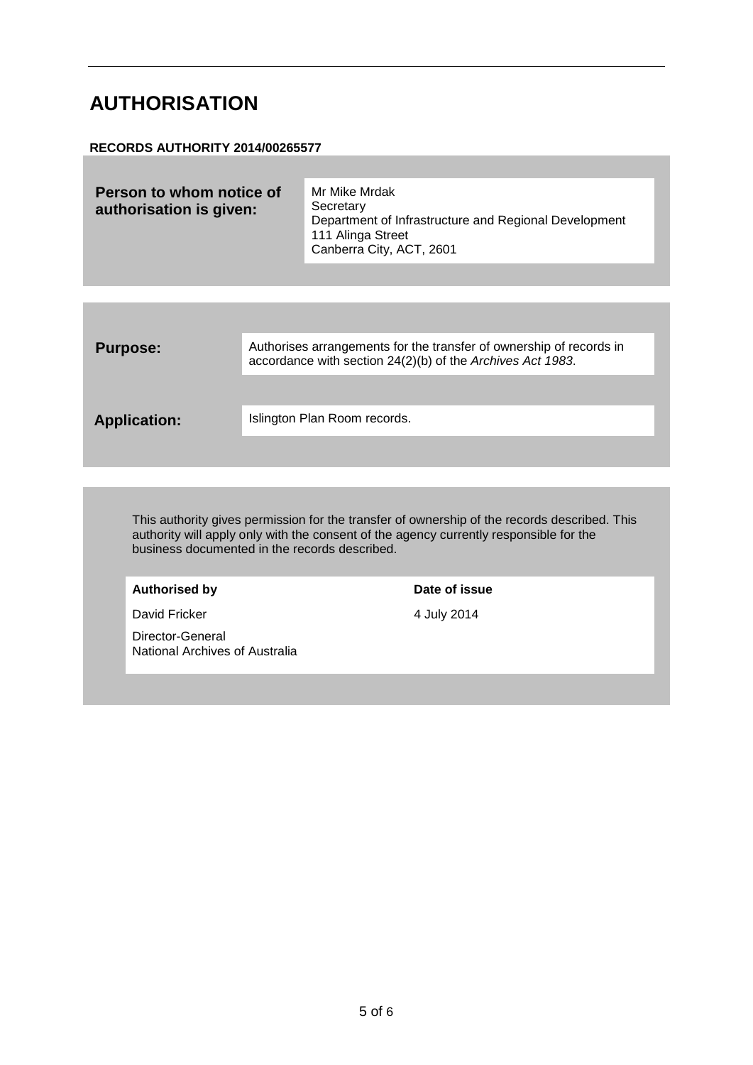# AUTHORISATION

**RECORDS AUTHORITY 2014/00265577**

| **Person to whom notice of authorisation is given:** | Mr Mike Mrdak<br>Secretary<br>Department of Infrastructure and Regional Development<br>111 Alinga Street<br>Canberra City, ACT, 2601 |
| --- | --- |

| **Purpose:** | Authorises arrangements for the transfer of ownership of records in accordance with section 24(2)(b) of the *Archives Act 1983*. |
| --- | --- |
| **Application:** | Islington Plan Room records. |

This authority gives permission for the transfer of ownership of the records described. This authority will apply only with the consent of the agency currently responsible for the business documented in the records described.

| **Authorised by** | **Date of issue** |
| --- | --- |
| David Fricker<br>Director-General<br>National Archives of Australia | 4 July 2014 |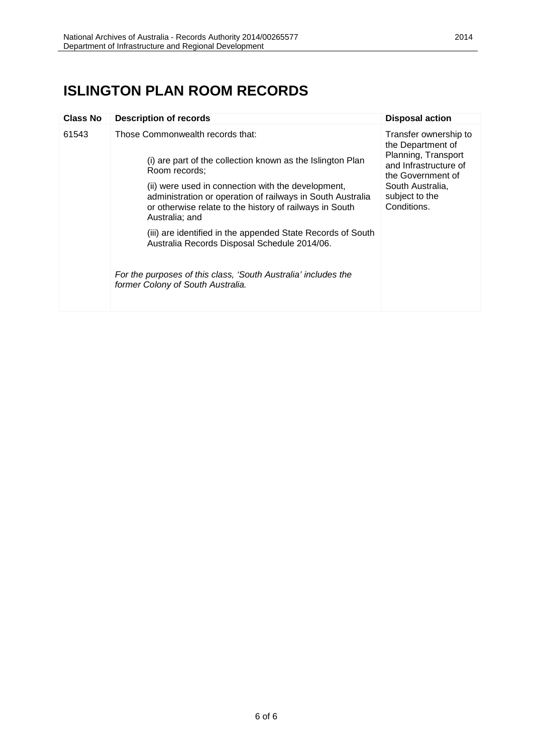# ISLINGTON PLAN ROOM RECORDS

| Class No | Description of records | Disposal action |
|---|---|---|
| 61543 | Those Commonwealth records that:<br><br>(i) are part of the collection known as the Islington Plan Room records;<br><br>(ii) were used in connection with the development, administration or operation of railways in South Australia or otherwise relate to the history of railways in South Australia; and<br><br>(iii) are identified in the appended State Records of South Australia Records Disposal Schedule 2014/06.<br><br>*For the purposes of this class, 'South Australia' includes the former Colony of South Australia.* | Transfer ownership to the Department of Planning, Transport and Infrastructure of the Government of South Australia, subject to the Conditions. |